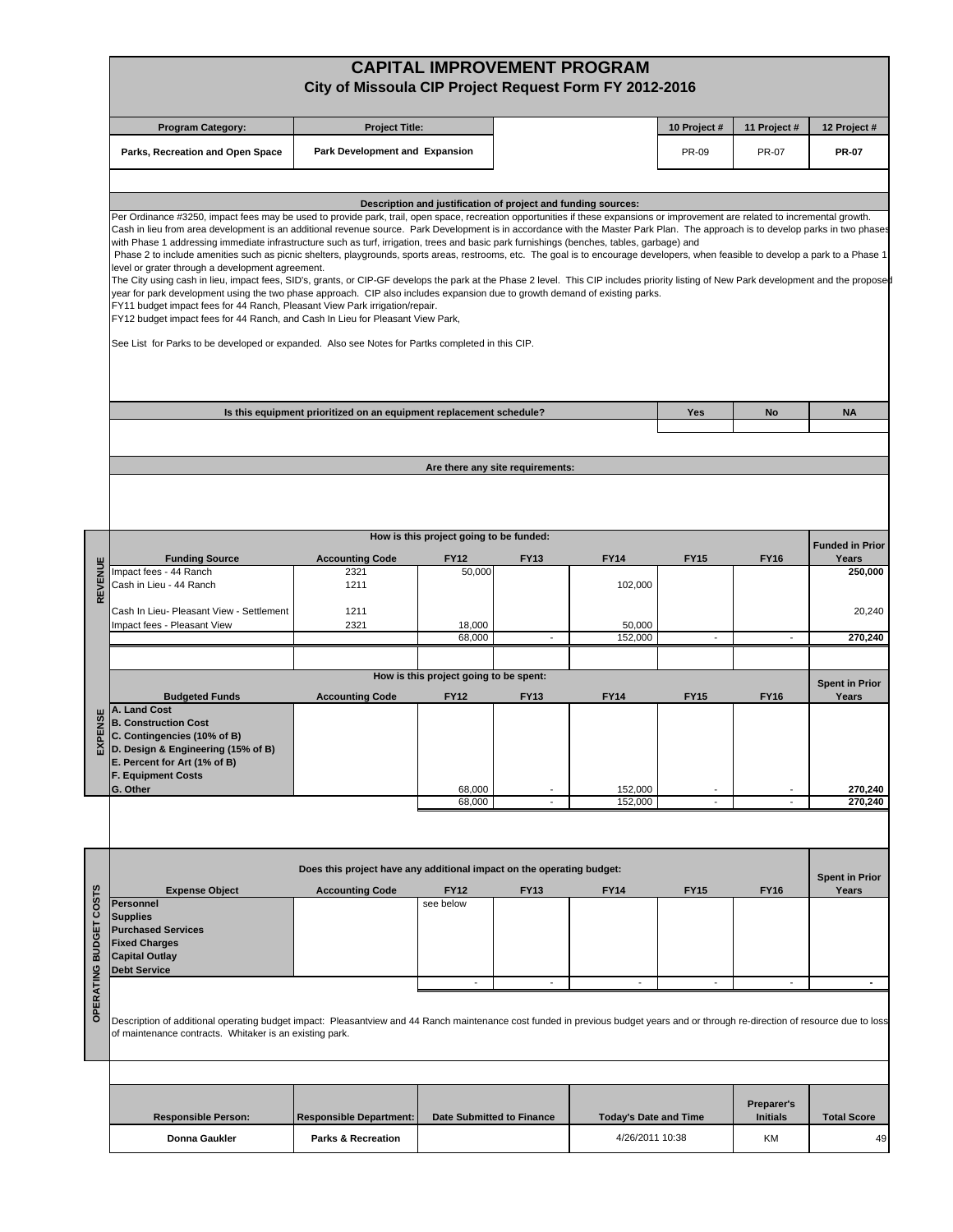# CAPITAL IMPROVEMENT PROGRAM

## City of Missoula CIP Project Request Form FY 2012-2016

| Program Category: | Project Title: | | 10 Project # | 11 Project # | 12 Project # |
|---|---|---|---|---|---|
| Parks, Recreation and Open Space | Park Development and Expansion | | PR-09 | PR-07 | **PR-07** |

### Description and justification of project and funding sources:

Per Ordinance #3250, impact fees may be used to provide park, trail, open space, recreation opportunities if these expansions or improvement are related to incremental growth. Cash in lieu from area development is an additional revenue source. Park Development is in accordance with the Master Park Plan. The approach is to develop parks in two phases with Phase 1 addressing immediate infrastructure such as turf, irrigation, trees and basic park furnishings (benches, tables, garbage) and
Phase 2 to include amenities such as picnic shelters, playgrounds, sports areas, restrooms, etc. The goal is to encourage developers, when feasible to develop a park to a Phase 1 level or grater through a development agreement.
The City using cash in lieu, impact fees, SID's, grants, or CIP-GF develops the park at the Phase 2 level. This CIP includes priority listing of New Park development and the proposed year for park development using the two phase approach. CIP also includes expansion due to growth demand of existing parks.
FY11 budget impact fees for 44 Ranch, Pleasant View Park irrigation/repair.
FY12 budget impact fees for 44 Ranch, and Cash In Lieu for Pleasant View Park,

See List for Parks to be developed or expanded. Also see Notes for Partks completed in this CIP.

| Is this equipment prioritized on an equipment replacement schedule? | Yes | No | NA |
|---|---|---|---|
| | | | |

### Are there any site requirements:

### How is this project going to be funded: (REVENUE)

| Funding Source | Accounting Code | FY12 | FY13 | FY14 | FY15 | FY16 | Funded in Prior Years |
|---|---|---|---|---|---|---|---|
| Impact fees - 44 Ranch | 2321 | 50,000 | | | | | **250,000** |
| Cash in Lieu - 44 Ranch | 1211 | | | 102,000 | | | |
| Cash In Lieu- Pleasant View - Settlement | 1211 | | | | | | 20,240 |
| Impact fees - Pleasant View | 2321 | 18,000 | | 50,000 | | | |
| | | 68,000 | - | 152,000 | - | - | **270,240** |

### How is this project going to be spent: (EXPENSE)

| Budgeted Funds | Accounting Code | FY12 | FY13 | FY14 | FY15 | FY16 | Spent in Prior Years |
|---|---|---|---|---|---|---|---|
| **A. Land Cost** | | | | | | | |
| **B. Construction Cost** | | | | | | | |
| **C. Contingencies (10% of B)** | | | | | | | |
| **D. Design & Engineering (15% of B)** | | | | | | | |
| **E. Percent for Art (1% of B)** | | | | | | | |
| **F. Equipment Costs** | | | | | | | |
| **G. Other** | | 68,000 | - | 152,000 | - | - | **270,240** |
| | | 68,000 | - | 152,000 | - | - | **270,240** |

### Does this project have any additional impact on the operating budget: (OPERATING BUDGET COSTS)

| Expense Object | Accounting Code | FY12 | FY13 | FY14 | FY15 | FY16 | Spent in Prior Years |
|---|---|---|---|---|---|---|---|
| **Personnel** | | see below | | | | | |
| **Supplies** | | | | | | | |
| **Purchased Services** | | | | | | | |
| **Fixed Charges** | | | | | | | |
| **Capital Outlay** | | | | | | | |
| **Debt Service** | | | | | | | |
| | | - | - | - | - | - | **-** |

Description of additional operating budget impact: Pleasantview and 44 Ranch maintenance cost funded in previous budget years and or through re-direction of resource due to loss of maintenance contracts. Whitaker is an existing park.

| Responsible Person: | Responsible Department: | Date Submitted to Finance | Today's Date and Time | Preparer's Initials | Total Score |
|---|---|---|---|---|---|
| Donna Gaukler | Parks & Recreation | | 4/26/2011 10:38 | KM | 49 |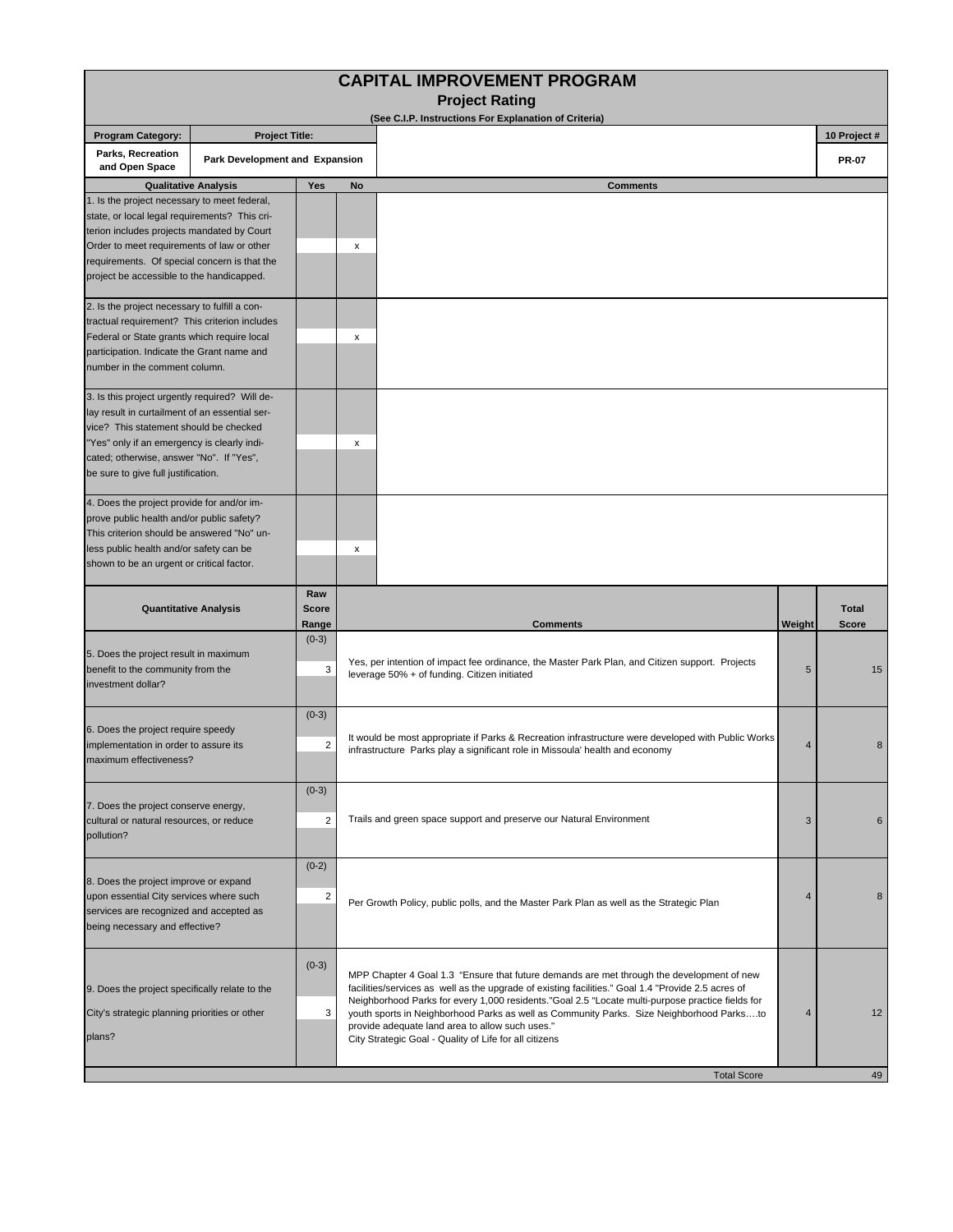# CAPITAL IMPROVEMENT PROGRAM

## Project Rating

(See C.I.P. Instructions For Explanation of Criteria)

| Program Category: | Project Title: | 10 Project # |
|---|---|---|
| Parks, Recreation and Open Space | Park Development and Expansion | PR-07 |

| Qualitative Analysis | Yes | No | Comments |
|---|---|---|---|
| 1. Is the project necessary to meet federal, state, or local legal requirements? This criterion includes projects mandated by Court Order to meet requirements of law or other requirements. Of special concern is that the project be accessible to the handicapped. | | x | |
| 2. Is the project necessary to fulfill a contractual requirement? This criterion includes Federal or State grants which require local participation. Indicate the Grant name and number in the comment column. | | x | |
| 3. Is this project urgently required? Will delay result in curtailment of an essential service? This statement should be checked "Yes" only if an emergency is clearly indicated; otherwise, answer "No". If "Yes", be sure to give full justification. | | x | |
| 4. Does the project provide for and/or improve public health and/or public safety? This criterion should be answered "No" unless public health and/or safety can be shown to be an urgent or critical factor. | | x | |

| Quantitative Analysis | Raw Score Range | Raw Score | Comments | Weight | Total Score |
|---|---|---|---|---|---|
| 5. Does the project result in maximum benefit to the community from the investment dollar? | (0-3) | 3 | Yes, per intention of impact fee ordinance, the Master Park Plan, and Citizen support. Projects leverage 50% + of funding. Citizen initiated | 5 | 15 |
| 6. Does the project require speedy implementation in order to assure its maximum effectiveness? | (0-3) | 2 | It would be most appropriate if Parks & Recreation infrastructure were developed with Public Works infrastructure Parks play a significant role in Missoula' health and economy | 4 | 8 |
| 7. Does the project conserve energy, cultural or natural resources, or reduce pollution? | (0-3) | 2 | Trails and green space support and preserve our Natural Environment | 3 | 6 |
| 8. Does the project improve or expand upon essential City services where such services are recognized and accepted as being necessary and effective? | (0-2) | 2 | Per Growth Policy, public polls, and the Master Park Plan as well as the Strategic Plan | 4 | 8 |
| 9. Does the project specifically relate to the City's strategic planning priorities or other plans? | (0-3) | 3 | MPP Chapter 4 Goal 1.3 "Ensure that future demands are met through the development of new facilities/services as well as the upgrade of existing facilities." Goal 1.4 "Provide 2.5 acres of Neighborhood Parks for every 1,000 residents."Goal 2.5 "Locate multi-purpose practice fields for youth sports in Neighborhood Parks as well as Community Parks. Size Neighborhood Parks….to provide adequate land area to allow such uses." City Strategic Goal - Quality of Life for all citizens | 4 | 12 |
| | | | Total Score | | 49 |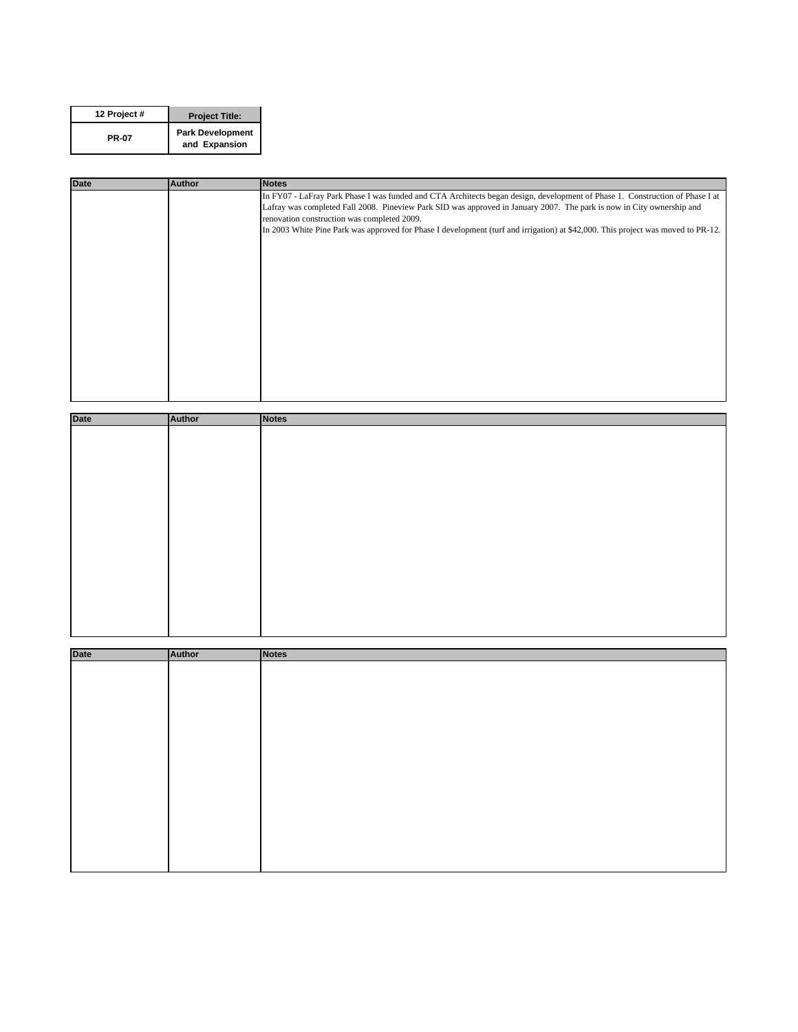| 12 Project # | Project Title: |
| --- | --- |
| PR-07 | Park Development and Expansion |

| Date | Author | Notes |
| --- | --- | --- |
| | | In FY07 - LaFray Park Phase I was funded and CTA Architects began design, development of Phase 1. Construction of Phase I at Lafray was completed Fall 2008. Pineview Park SID was approved in January 2007. The park is now in City ownership and renovation construction was completed 2009.<br>In 2003 White Pine Park was approved for Phase I development (turf and irrigation) at $42,000. This project was moved to PR-12. |

| Date | Author | Notes |
| --- | --- | --- |
| | | |

| Date | Author | Notes |
| --- | --- | --- |
| | | |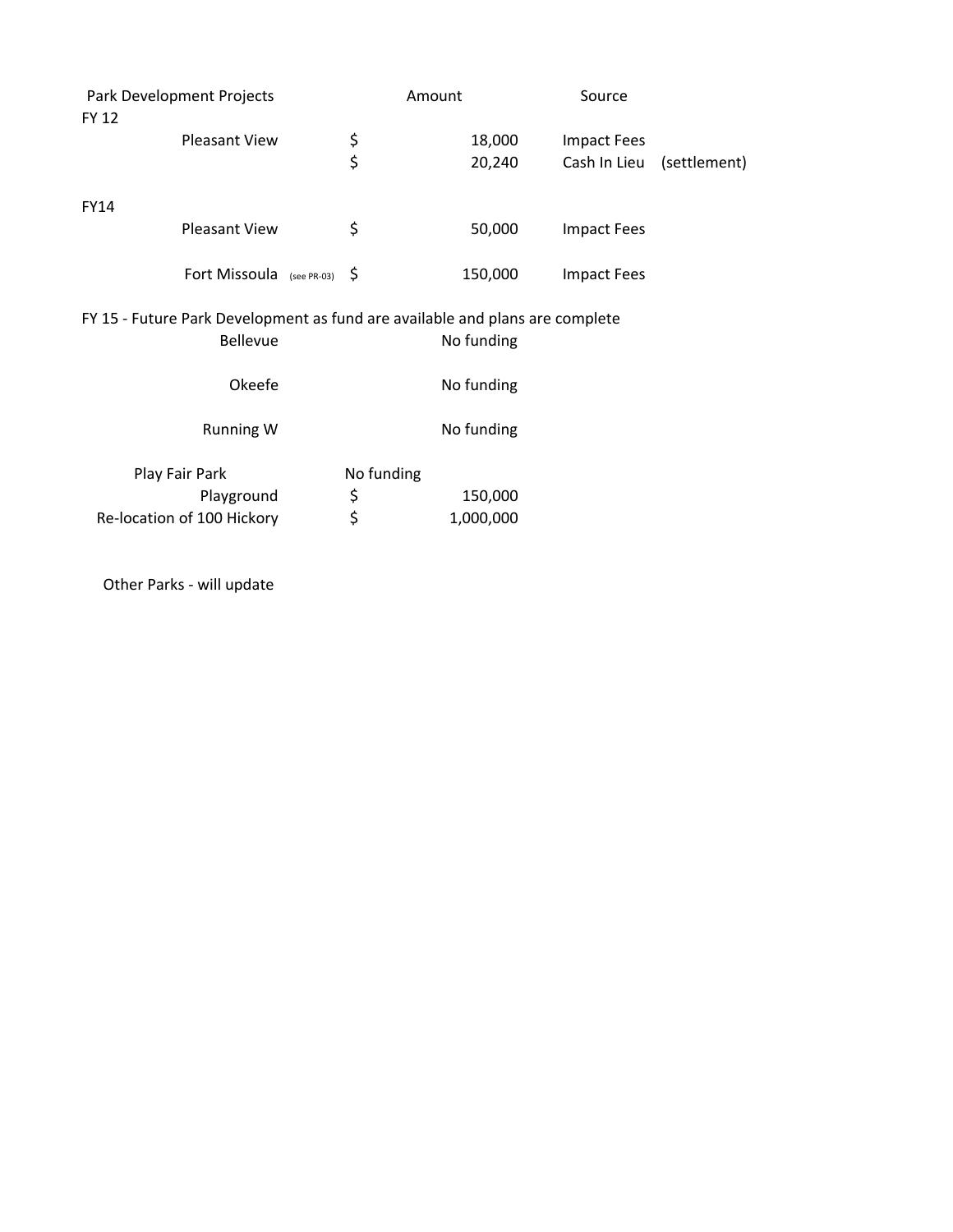| Park Development Projects | Amount | Source | |
|---|---|---|---|
| FY 12 | | | |
| Pleasant View | $ 18,000 | Impact Fees | |
| | $ 20,240 | Cash In Lieu | (settlement) |
| FY14 | | | |
| Pleasant View | $ 50,000 | Impact Fees | |
| Fort Missoula (see PR-03) | $ 150,000 | Impact Fees | |
| FY 15 - Future Park Development as fund are available and plans are complete | | | |
| Bellevue | No funding | | |
| Okeefe | No funding | | |
| Running W | No funding | | |
| Play Fair Park | No funding | | |
| Playground | $ 150,000 | | |
| Re-location of 100 Hickory | $ 1,000,000 | | |

Other Parks - will update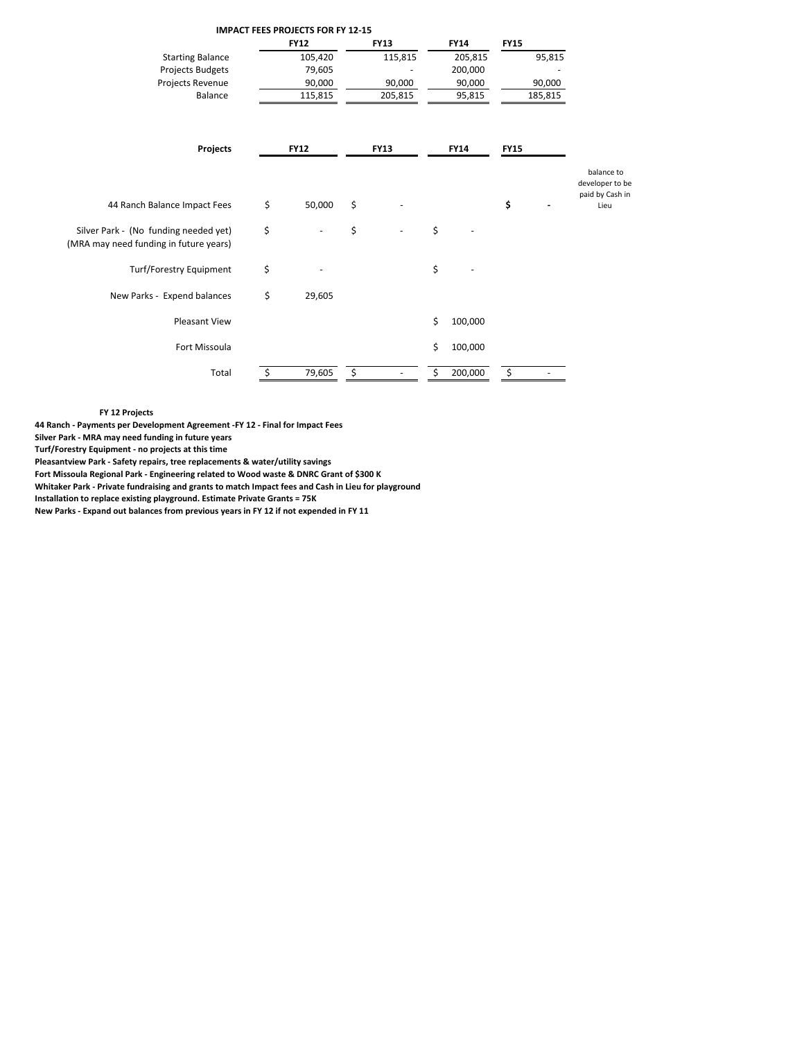## IMPACT FEES PROJECTS FOR FY 12-15

| | FY12 | FY13 | FY14 | FY15 |
|---|---|---|---|---|
| Starting Balance | 105,420 | 115,815 | 205,815 | 95,815 |
| Projects Budgets | 79,605 | - | 200,000 | - |
| Projects Revenue | 90,000 | 90,000 | 90,000 | 90,000 |
| Balance | 115,815 | 205,815 | 95,815 | 185,815 |

| Projects | FY12 | FY13 | FY14 | FY15 | |
|---|---|---|---|---|---|
| 44 Ranch Balance Impact Fees | $ 50,000 | $ - | | **$ -** | balance to developer to be paid by Cash in Lieu |
| Silver Park - (No funding needed yet) (MRA may need funding in future years) | $ - | $ - | $ - | | |
| Turf/Forestry Equipment | $ - | | $ - | | |
| New Parks - Expend balances | $ 29,605 | | | | |
| Pleasant View | | | $ 100,000 | | |
| Fort Missoula | | | $ 100,000 | | |
| Total | $ 79,605 | $ - | $ 200,000 | $ - | |

**FY 12 Projects**

**44 Ranch - Payments per Development Agreement -FY 12 - Final for Impact Fees**
**Silver Park - MRA may need funding in future years**
**Turf/Forestry Equipment - no projects at this time**
**Pleasantview Park - Safety repairs, tree replacements & water/utility savings**
**Fort Missoula Regional Park - Engineering related to Wood waste & DNRC Grant of $300 K**
**Whitaker Park - Private fundraising and grants to match Impact fees and Cash in Lieu for playground**
**Installation to replace existing playground. Estimate Private Grants = 75K**
**New Parks - Expand out balances from previous years in FY 12 if not expended in FY 11**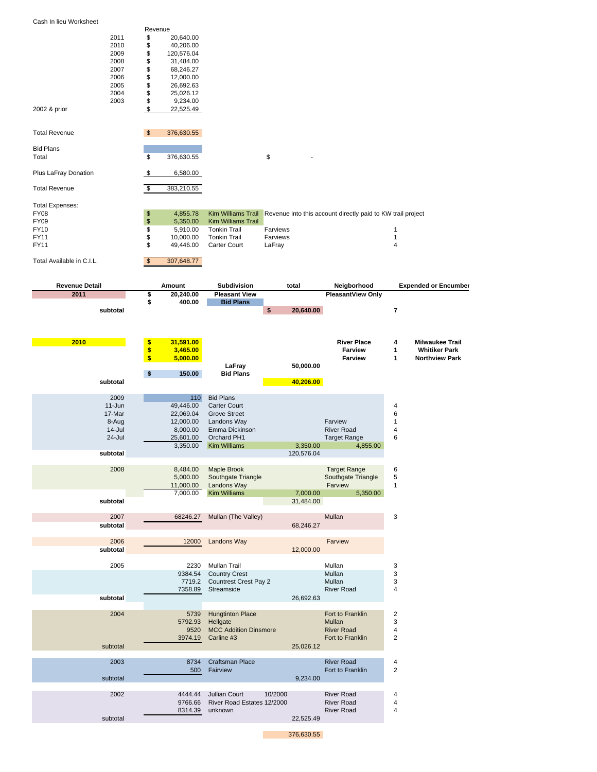Cash In lieu Worksheet

| | Revenue |
|---|---|
| 2011 | $ 20,640.00 |
| 2010 | $ 40,206.00 |
| 2009 | $ 120,576.04 |
| 2008 | $ 31,484.00 |
| 2007 | $ 68,246.27 |
| 2006 | $ 12,000.00 |
| 2005 | $ 26,692.63 |
| 2004 | $ 25,026.12 |
| 2003 | $ 9,234.00 |
| 2002 & prior | $ 22,525.49 |

| | | | |
|---|---|---|---|
| Total Revenue | $ 376,630.55 | | |
| Bid Plans | | | |
| Total | $ 376,630.55 | | $ - |
| Plus LaFray Donation | $ 6,580.00 | | |
| Total Revenue | $ 383,210.55 | | |

| Total Expenses: | | | | |
|---|---|---|---|---|
| FY08 | $ 4,855.78 | Kim Williams Trail | Revenue into this account directly paid to KW trail project | |
| FY09 | $ 5,350.00 | Kim Williams Trail | | |
| FY10 | $ 5,910.00 | Tonkin Trail | Farviews | 1 |
| FY11 | $ 10,000.00 | Tonkin Trail | Farviews | 1 |
| FY11 | $ 49,446.00 | Carter Court | LaFray | 4 |
| Total Available in C.I.L. | $ 307,648.77 | | | |

| Revenue Detail | Amount | Subdivision | total | Neigborhood | | Expended or Encumber |
|---|---|---|---|---|---|---|
| **2011** | **$ 20,240.00** | **Pleasant View** | | **PleasantView Only** | | |
| | **$ 400.00** | **Bid Plans** | | | | |
| **subtotal** | | | **$ 20,640.00** | | **7** | |
| **2010** | **$ 31,591.00** | | | **River Place** | **4** | **Milwaukee Trail** |
| | **$ 3,465.00** | | | **Farview** | **1** | **Whitiker Park** |
| | **$ 5,000.00** | | | **Farview** | **1** | **Northview Park** |
| | | **LaFray** | **50,000.00** | | | |
| | **$ 150.00** | **Bid Plans** | | | | |
| **subtotal** | | | **40,206.00** | | | |
| 2009 | 110 | Bid Plans | | | | |
| 11-Jun | 49,446.00 | Carter Court | | | 4 | |
| 17-Mar | 22,069.04 | Grove Street | | | 6 | |
| 8-Aug | 12,000.00 | Landons Way | | Farview | 1 | |
| 14-Jul | 8,000.00 | Emma Dickinson | | River Road | 4 | |
| 24-Jul | 25,601.00 | Orchard PH1 | | Target Range | 6 | |
| | 3,350.00 | Kim Williams | 3,350.00 | 4,855.00 | | |
| **subtotal** | | | 120,576.04 | | | |
| 2008 | 8,484.00 | Maple Brook | | Target Range | 6 | |
| | 5,000.00 | Southgate Triangle | | Southgate Triangle | 5 | |
| | 11,000.00 | Landons Way | | Farview | 1 | |
| | 7,000.00 | Kim Williams | 7,000.00 | 5,350.00 | | |
| **subtotal** | | | 31,484.00 | | | |
| 2007 | 68246.27 | Mullan (The Valley) | | Mullan | 3 | |
| **subtotal** | | | 68,246.27 | | | |
| 2006 | 12000 | Landons Way | | Farview | | |
| **subtotal** | | | 12,000.00 | | | |
| 2005 | 2230 | Mullan Trail | | Mullan | 3 | |
| | 9384.54 | Country Crest | | Mullan | 3 | |
| | 7719.2 | Countrest Crest Pay 2 | | Mullan | 3 | |
| | 7358.89 | Streamside | | River Road | 4 | |
| **subtotal** | | | 26,692.63 | | | |
| 2004 | 5739 | Hungtinton Place | | Fort to Franklin | 2 | |
| | 5792.93 | Hellgate | | Mullan | 3 | |
| | 9520 | MCC Addition Dinsmore | | River Road | 4 | |
| | 3974.19 | Carline #3 | | Fort to Franklin | 2 | |
| subtotal | | | 25,026.12 | | | |
| 2003 | 8734 | Craftsman Place | | River Road | 4 | |
| | 500 | Fairview | | Fort to Franklin | 2 | |
| subtotal | | | 9,234.00 | | | |
| 2002 | 4444.44 | Jullian Court | 10/2000 | River Road | 4 | |
| | 9766.66 | River Road Estates 12/2000 | | River Road | 4 | |
| | 8314.39 | unknown | | River Road | 4 | |
| subtotal | | | 22,525.49 | | | |
| | | | 376,630.55 | | | |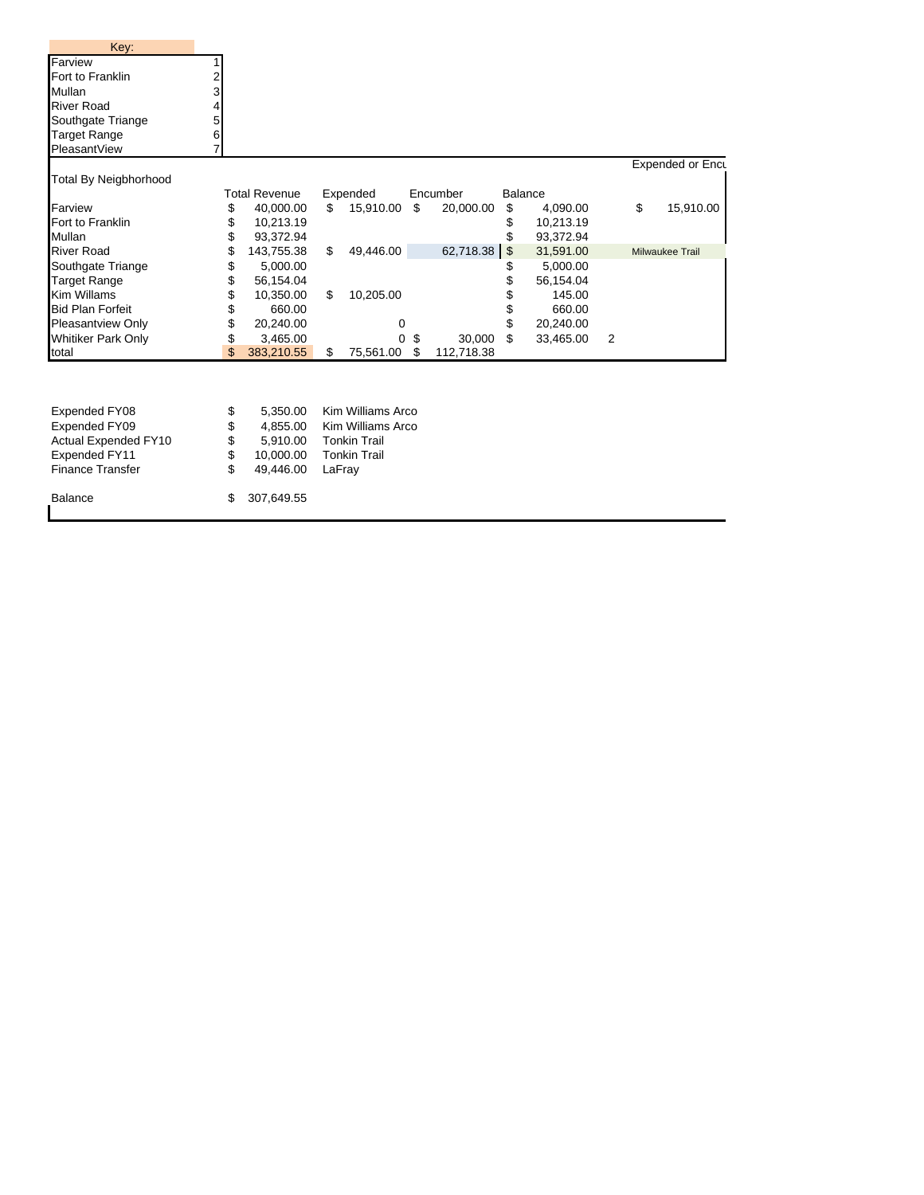| Key: | |
|---|---|
| Farview | 1 |
| Fort to Franklin | 2 |
| Mullan | 3 |
| River Road | 4 |
| Southgate Triange | 5 |
| Target Range | 6 |
| PleasantView | 7 |

| Total By Neigbhorhood | | | | | | |
|---|---|---|---|---|---|---|
| | Total Revenue | Expended | Encumber | Balance | | Expended or Encu |
| Farview | $ 40,000.00 | $ 15,910.00 | $ 20,000.00 | $ 4,090.00 | | $ 15,910.00 |
| Fort to Franklin | $ 10,213.19 | | | $ 10,213.19 | | |
| Mullan | $ 93,372.94 | | | $ 93,372.94 | | |
| River Road | $ 143,755.38 | $ 49,446.00 | 62,718.38 | $ 31,591.00 | | Milwaukee Trail |
| Southgate Triange | $ 5,000.00 | | | $ 5,000.00 | | |
| Target Range | $ 56,154.04 | | | $ 56,154.04 | | |
| Kim Willams | $ 10,350.00 | $ 10,205.00 | | $ 145.00 | | |
| Bid Plan Forfeit | $ 660.00 | | | $ 660.00 | | |
| Pleasantview Only | $ 20,240.00 | 0 | | $ 20,240.00 | | |
| Whitiker Park Only | $ 3,465.00 | 0 | $ 30,000 | $ 33,465.00 | 2 | |
| total | $ 383,210.55 | $ 75,561.00 | $ 112,718.38 | | | |

| | | |
|---|---|---|
| Expended FY08 | $ 5,350.00 | Kim Williams Arco |
| Expended FY09 | $ 4,855.00 | Kim Williams Arco |
| Actual Expended FY10 | $ 5,910.00 | Tonkin Trail |
| Expended FY11 | $ 10,000.00 | Tonkin Trail |
| Finance Transfer | $ 49,446.00 | LaFray |
| | | |
| Balance | $ 307,649.55 | |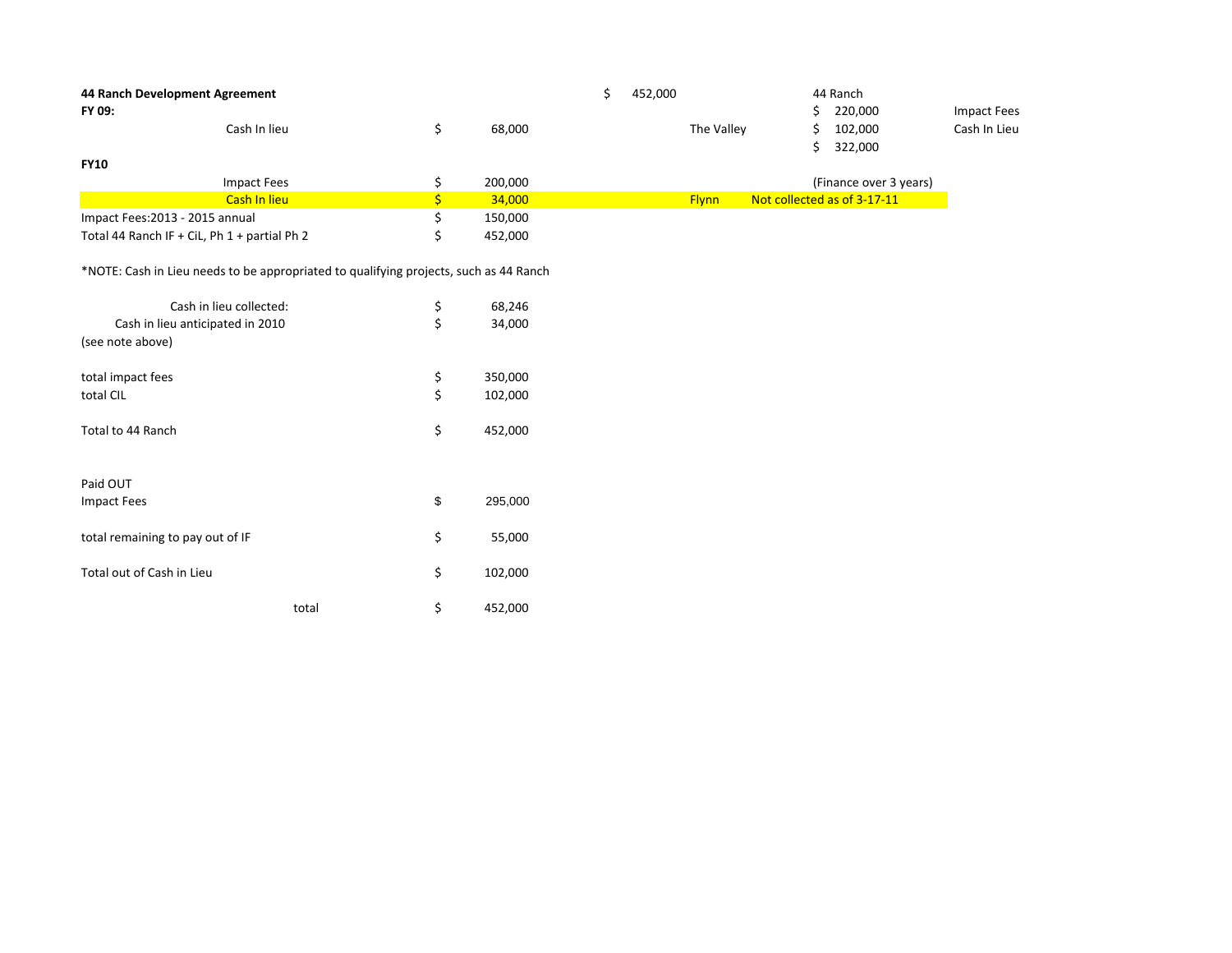| **44 Ranch Development Agreement** | | | $ 452,000 | | | 44 Ranch | |
|---|---|---|---|---|---|---|---|
| **FY 09:** | | | | | | $ 220,000 | Impact Fees |
| Cash In lieu | $ | 68,000 | | The Valley | | $ 102,000 | Cash In Lieu |
| | | | | | | $ 322,000 | |
| **FY10** | | | | | | | |
| Impact Fees | $ | 200,000 | | | | (Finance over 3 years) | |
| Cash In lieu | $ | 34,000 | | Flynn | Not collected as of 3-17-11 | | |
| Impact Fees:2013 - 2015 annual | $ | 150,000 | | | | | |
| Total 44 Ranch IF + CiL, Ph 1 + partial Ph 2 | $ | 452,000 | | | | | |

*NOTE: Cash in Lieu needs to be appropriated to qualifying projects, such as 44 Ranch

| | | |
|---|---|---|
| Cash in lieu collected: | $ | 68,246 |
| Cash in lieu anticipated in 2010 | $ | 34,000 |
| (see note above) | | |
| | | |
| total impact fees | $ | 350,000 |
| total CIL | $ | 102,000 |
| | | |
| Total to 44 Ranch | $ | 452,000 |
| | | |
| Paid OUT | | |
| Impact Fees | $ | 295,000 |
| | | |
| total remaining to pay out of IF | $ | 55,000 |
| | | |
| Total out of Cash in Lieu | $ | 102,000 |
| | | |
| total | $ | 452,000 |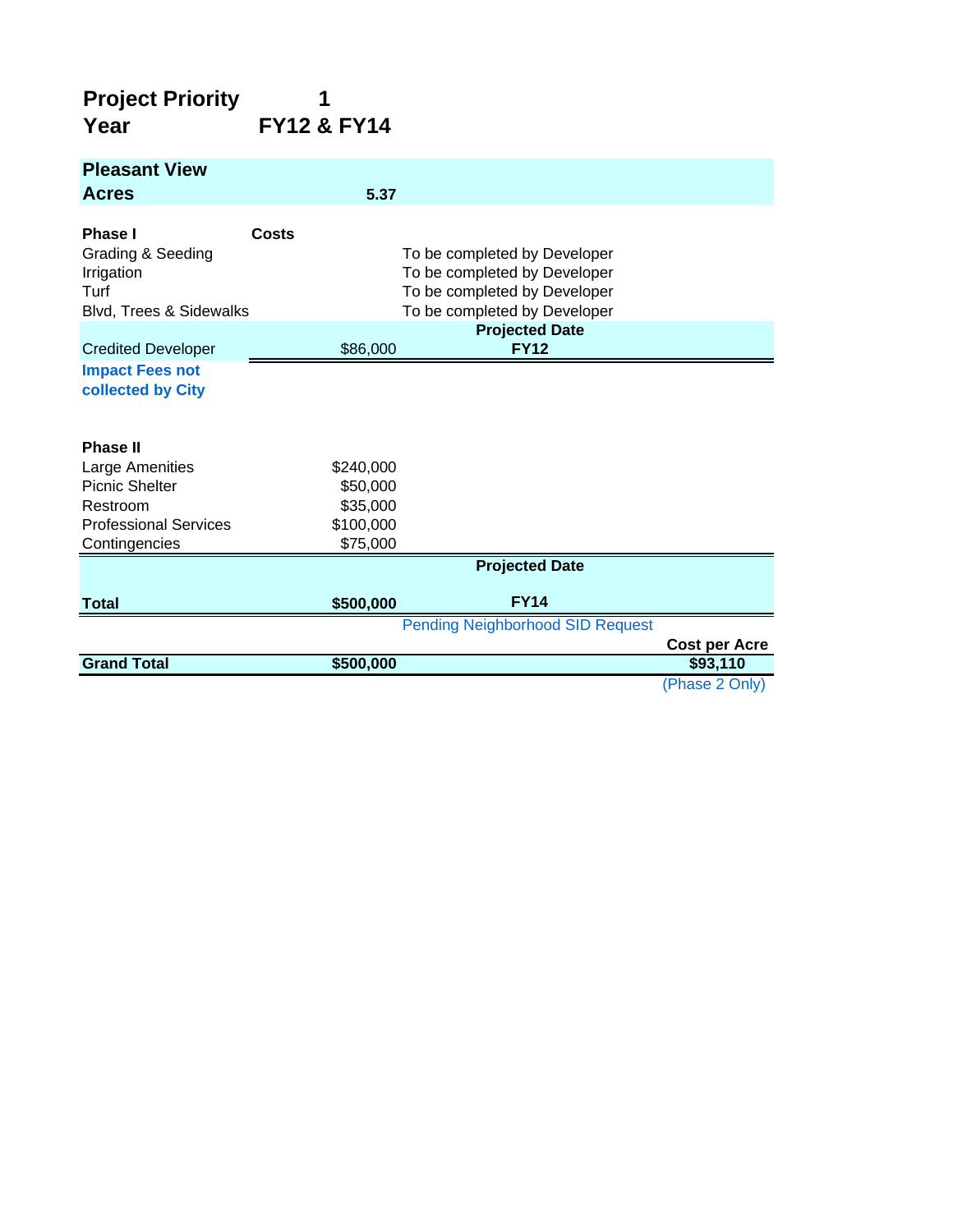**Project Priority** **1**
**Year** **FY12 & FY14**

| **Pleasant View** | | | |
|---|---|---|---|
| **Acres** | **5.37** | | |
| | | | |
| **Phase I** | **Costs** | | |
| Grading & Seeding | | To be completed by Developer | |
| Irrigation | | To be completed by Developer | |
| Turf | | To be completed by Developer | |
| Blvd, Trees & Sidewalks | | To be completed by Developer | |
| | | **Projected Date** | |
| Credited Developer | $86,000 | **FY12** | |
| **Impact Fees not collected by City** | | | |
| | | | |
| **Phase II** | | | |
| Large Amenities | $240,000 | | |
| Picnic Shelter | $50,000 | | |
| Restroom | $35,000 | | |
| Professional Services | $100,000 | | |
| Contingencies | $75,000 | | |
| | | **Projected Date** | |
| **Total** | **$500,000** | **FY14** | |
| | | Pending Neighborhood SID Request | |
| | | | **Cost per Acre** |
| **Grand Total** | **$500,000** | | **$93,110** |
| | | | (Phase 2 Only) |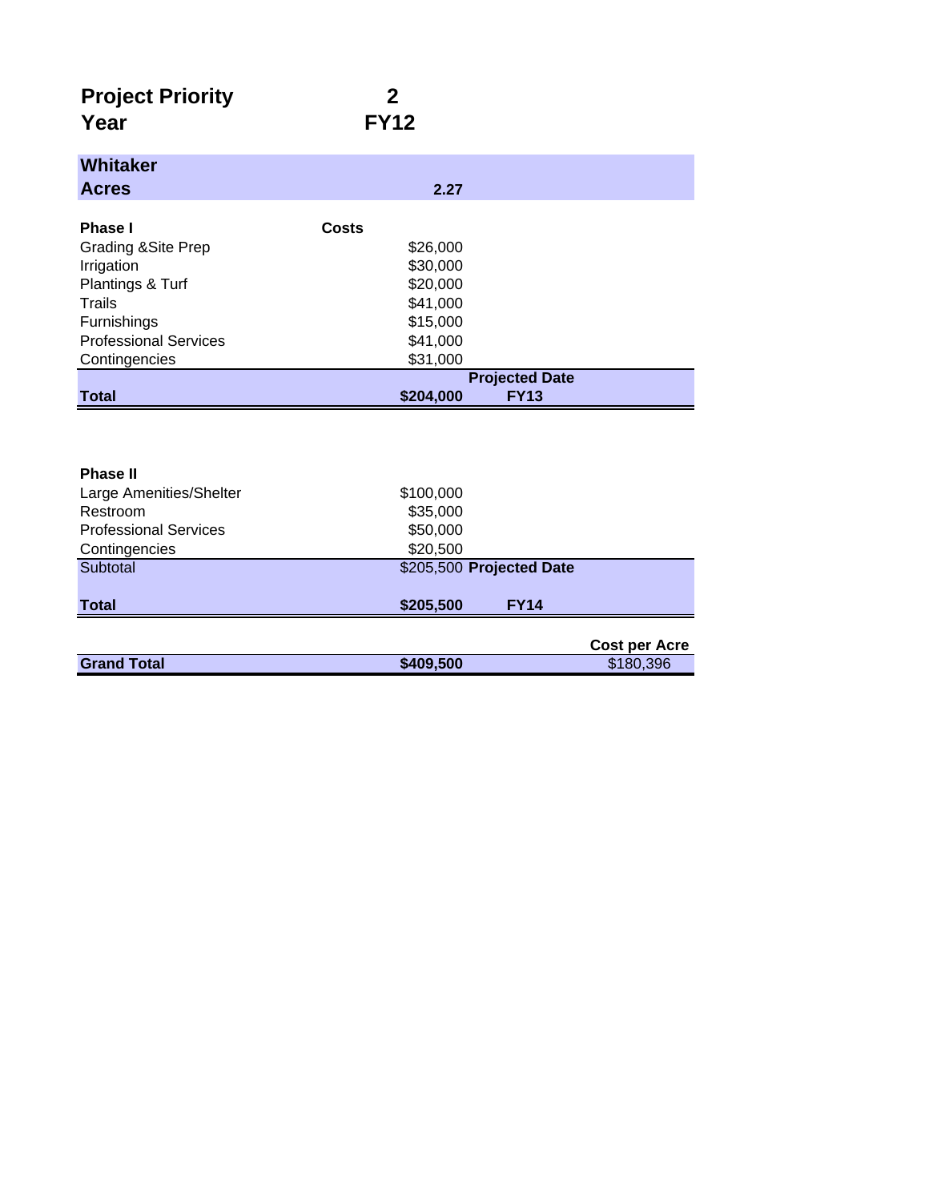| **Project Priority** | **2** |
|---|---|
| **Year** | **FY12** |

| **Whitaker** | | |
|---|---|---|
| **Acres** | **2.27** | |
| | | |
| **Phase I** | **Costs** | |
| Grading &Site Prep | $26,000 | |
| Irrigation | $30,000 | |
| Plantings & Turf | $20,000 | |
| Trails | $41,000 | |
| Furnishings | $15,000 | |
| Professional Services | $41,000 | |
| Contingencies | $31,000 | |
| | | **Projected Date** |
| **Total** | **$204,000** | **FY13** |
| | | |
| **Phase II** | | |
| Large Amenities/Shelter | $100,000 | |
| Restroom | $35,000 | |
| Professional Services | $50,000 | |
| Contingencies | $20,500 | |
| Subtotal | $205,500 | **Projected Date** |
| **Total** | **$205,500** | **FY14** |
| | | **Cost per Acre** |
| **Grand Total** | **$409,500** | $180,396 |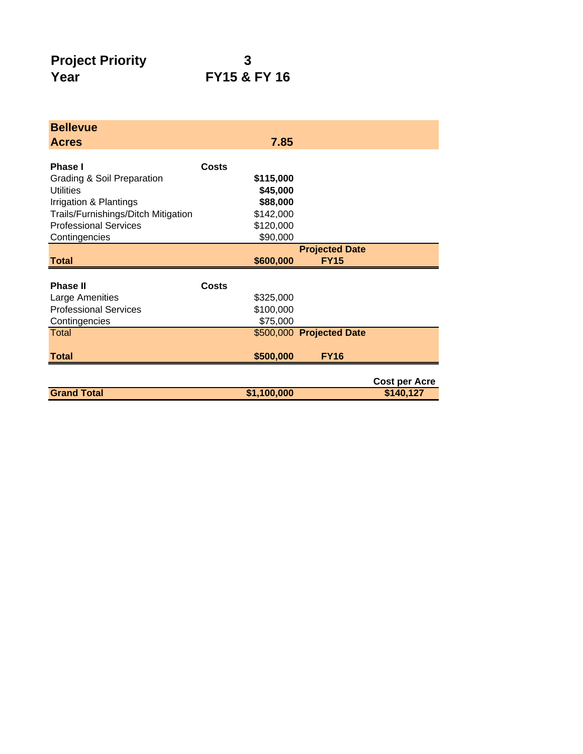**Project Priority** **3**
**Year** **FY15 & FY 16**

| **Bellevue** | | | |
|---|---|---|---|
| **Acres** | **7.85** | | |
| | | | |
| **Phase I** | **Costs** | | |
| Grading & Soil Preparation | **$115,000** | | |
| Utilities | **$45,000** | | |
| Irrigation & Plantings | **$88,000** | | |
| Trails/Furnishings/Ditch Mitigation | $142,000 | | |
| Professional Services | $120,000 | | |
| Contingencies | $90,000 | | |
| | | **Projected Date** | |
| **Total** | **$600,000** | **FY15** | |
| | | | |
| **Phase II** | **Costs** | | |
| Large Amenities | $325,000 | | |
| Professional Services | $100,000 | | |
| Contingencies | $75,000 | | |
| Total | $500,000 | **Projected Date** | |
| **Total** | **$500,000** | **FY16** | |
| | | | |
| | | | **Cost per Acre** |
| **Grand Total** | **$1,100,000** | | **$140,127** |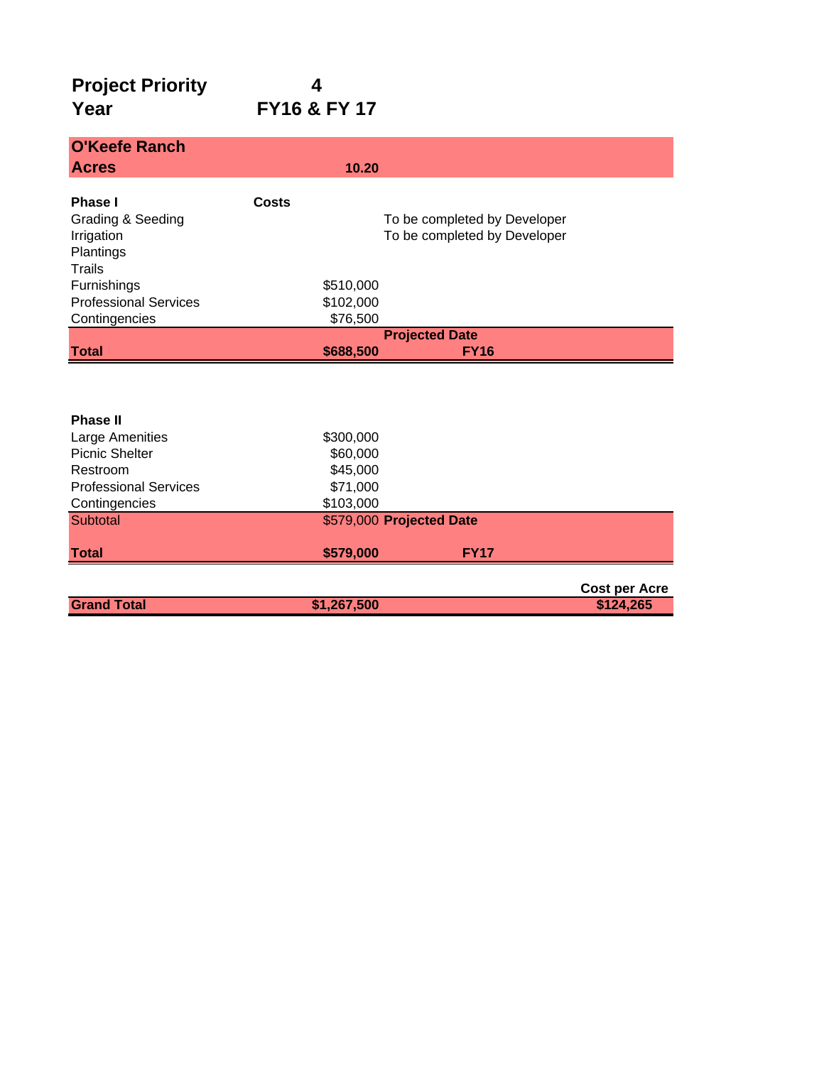| **Project Priority** | **4** | |
|---|---|---|
| **Year** | **FY16 & FY 17** | |

| **O'Keefe Ranch** | | |
|---|---|---|
| **Acres** | **10.20** | |
| | | |
| **Phase I** | **Costs** | |
| Grading & Seeding | | To be completed by Developer |
| Irrigation | | To be completed by Developer |
| Plantings | | |
| Trails | | |
| Furnishings | $510,000 | |
| Professional Services | $102,000 | |
| Contingencies | $76,500 | |
| | | **Projected Date** |
| **Total** | **$688,500** | **FY16** |
| | | |
| **Phase II** | | |
| Large Amenities | $300,000 | |
| Picnic Shelter | $60,000 | |
| Restroom | $45,000 | |
| Professional Services | $71,000 | |
| Contingencies | $103,000 | |
| Subtotal | $579,000 | **Projected Date** |
| **Total** | **$579,000** | **FY17** |
| | | **Cost per Acre** |
| **Grand Total** | **$1,267,500** | **$124,265** |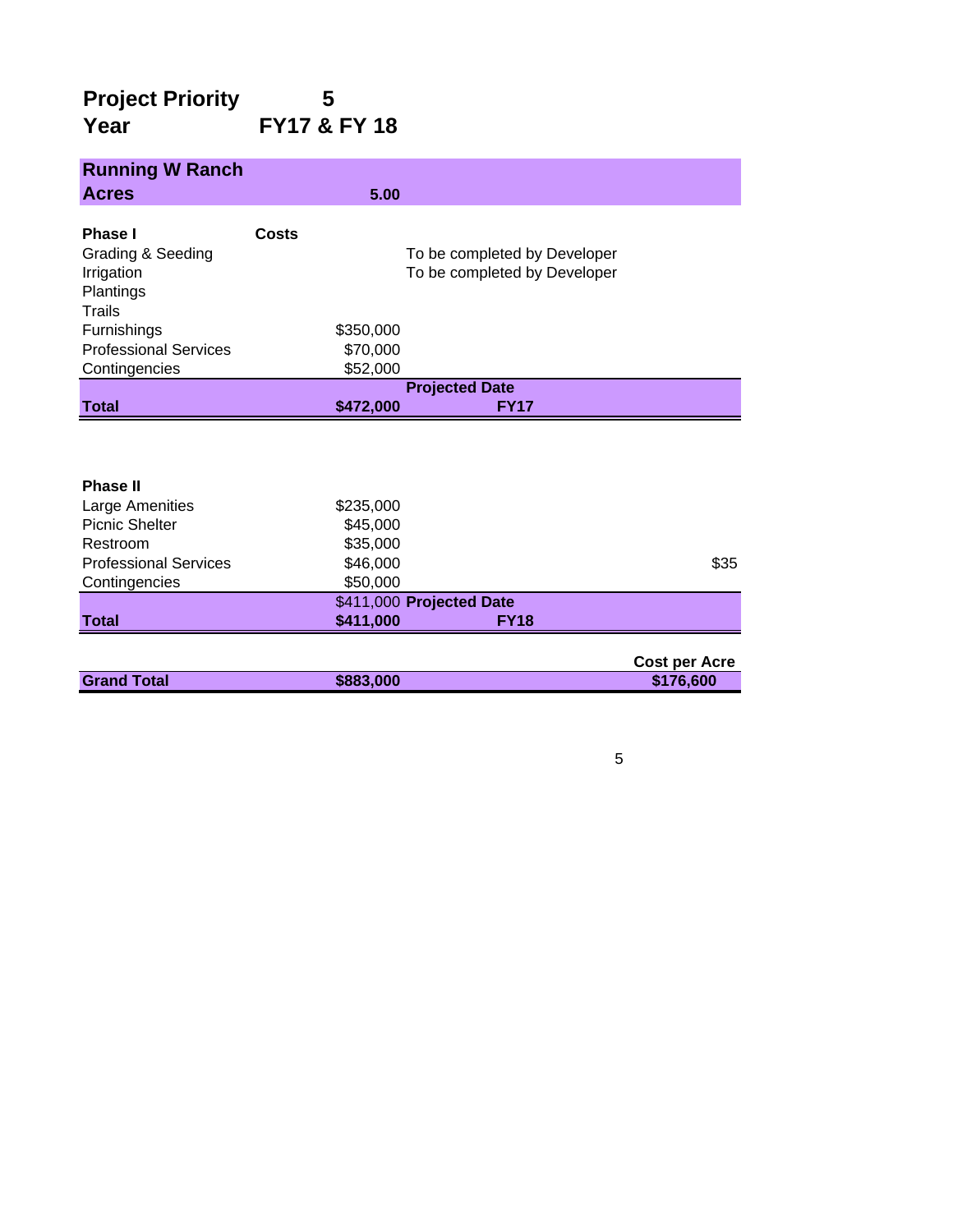**Project Priority** 5

**Year** FY17 & FY 18

| **Running W Ranch** | | | |
|---|---|---|---|
| **Acres** | **5.00** | | |
| | | | |
| **Phase I** | **Costs** | | |
| Grading & Seeding | | To be completed by Developer | |
| Irrigation | | To be completed by Developer | |
| Plantings | | | |
| Trails | | | |
| Furnishings | $350,000 | | |
| Professional Services | $70,000 | | |
| Contingencies | $52,000 | | |
| | | **Projected Date** | |
| **Total** | **$472,000** | **FY17** | |
| | | | |
| **Phase II** | | | |
| Large Amenities | $235,000 | | |
| Picnic Shelter | $45,000 | | |
| Restroom | $35,000 | | |
| Professional Services | $46,000 | | $35 |
| Contingencies | $50,000 | | |
| | $411,000 | **Projected Date** | |
| **Total** | **$411,000** | **FY18** | |
| | | | |
| | | | **Cost per Acre** |
| **Grand Total** | **$883,000** | | **$176,600** |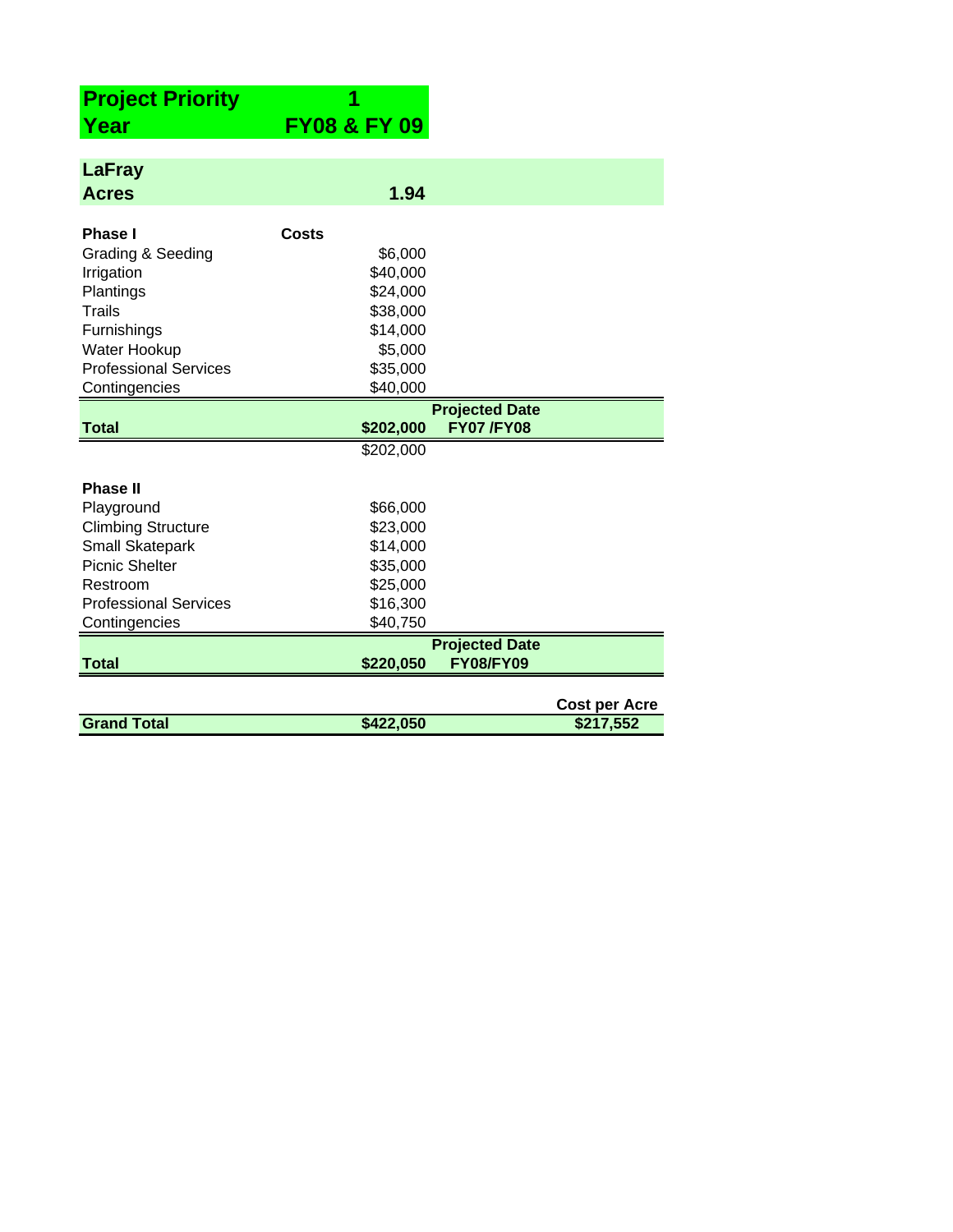| Project Priority | 1 |
|---|---|
| Year | FY08 & FY 09 |

| LaFray | | | |
|---|---|---|---|
| Acres | 1.94 | | |
| | | | |
| **Phase I** | **Costs** | | |
| Grading & Seeding | $6,000 | | |
| Irrigation | $40,000 | | |
| Plantings | $24,000 | | |
| Trails | $38,000 | | |
| Furnishings | $14,000 | | |
| Water Hookup | $5,000 | | |
| Professional Services | $35,000 | | |
| Contingencies | $40,000 | | |
| | | **Projected Date** | |
| **Total** | **$202,000** | **FY07 /FY08** | |
| | $202,000 | | |
| | | | |
| **Phase II** | | | |
| Playground | $66,000 | | |
| Climbing Structure | $23,000 | | |
| Small Skatepark | $14,000 | | |
| Picnic Shelter | $35,000 | | |
| Restroom | $25,000 | | |
| Professional Services | $16,300 | | |
| Contingencies | $40,750 | | |
| | | **Projected Date** | |
| **Total** | **$220,050** | **FY08/FY09** | |
| | | | |
| | | | **Cost per Acre** |
| **Grand Total** | **$422,050** | | **$217,552** |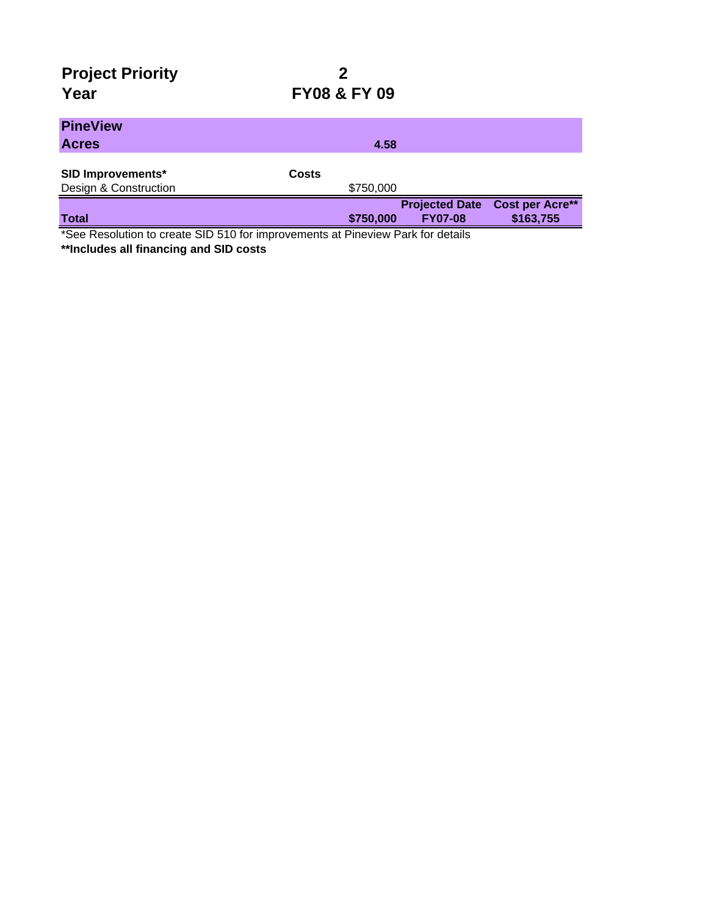**Project Priority** **2**

**Year** **FY08 & FY 09**

| **PineView** | | | |
|---|---|---|---|
| **Acres** | **4.58** | | |
| **SID Improvements*** | **Costs** | | |
| Design & Construction | $750,000 | | |
| | | **Projected Date** | **Cost per Acre**** |
| **Total** | **$750,000** | **FY07-08** | **$163,755** |

*See Resolution to create SID 510 for improvements at Pineview Park for details

****Includes all financing and SID costs**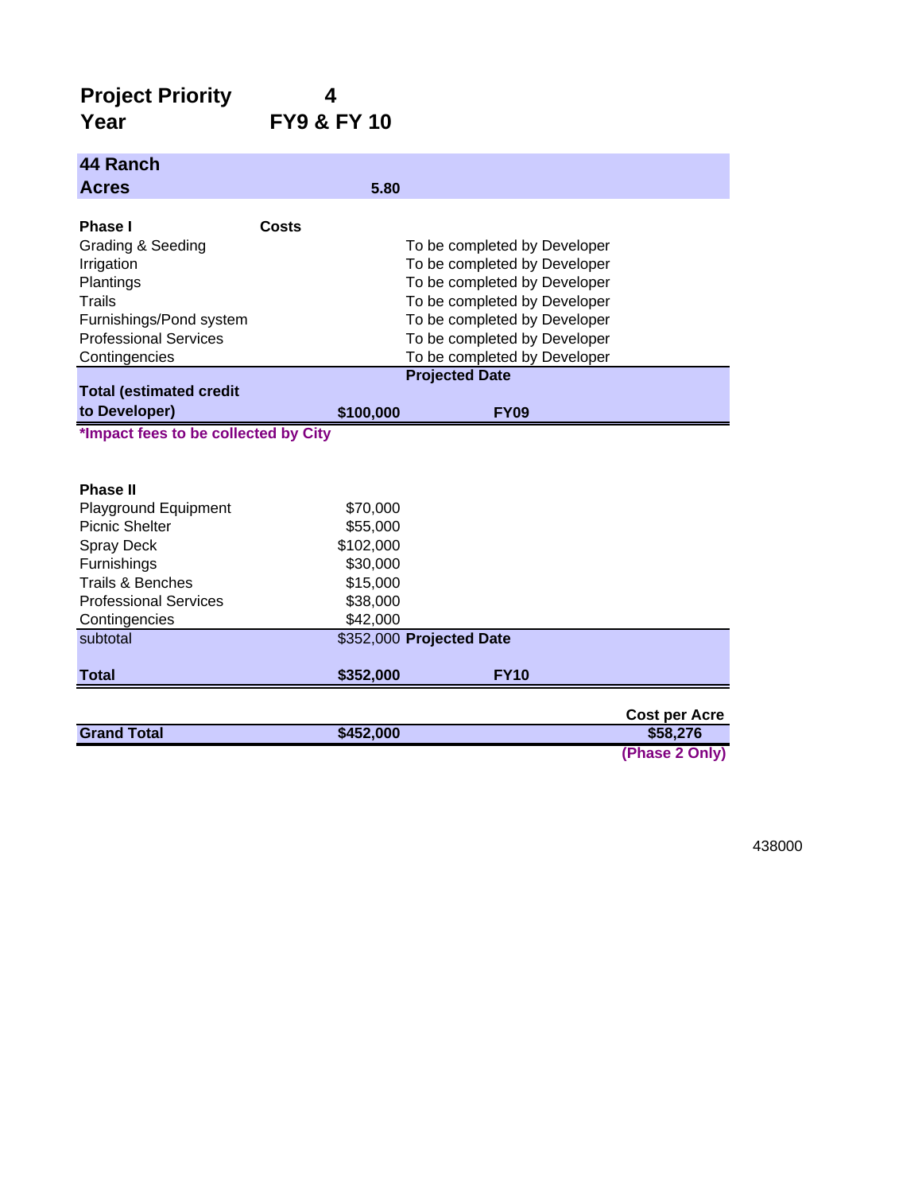**Project Priority** **4**
**Year** **FY9 & FY 10**

| | | |
|---|---|---|
| **44 Ranch** | | |
| **Acres** | **5.80** | |

| **Phase I** | **Costs** | |
|---|---|---|
| Grading & Seeding | | To be completed by Developer |
| Irrigation | | To be completed by Developer |
| Plantings | | To be completed by Developer |
| Trails | | To be completed by Developer |
| Furnishings/Pond system | | To be completed by Developer |
| Professional Services | | To be completed by Developer |
| Contingencies | | To be completed by Developer |
| | | **Projected Date** |
| **Total (estimated credit to Developer)** | **$100,000** | **FY09** |

***Impact fees to be collected by City**

| **Phase II** | | |
|---|---|---|
| Playground Equipment | $70,000 | |
| Picnic Shelter | $55,000 | |
| Spray Deck | $102,000 | |
| Furnishings | $30,000 | |
| Trails & Benches | $15,000 | |
| Professional Services | $38,000 | |
| Contingencies | $42,000 | |
| subtotal | $352,000 | **Projected Date** |
| **Total** | **$352,000** | **FY10** |

| | | | |
|---|---|---|---|
| | | | **Cost per Acre** |
| **Grand Total** | **$452,000** | | **$58,276** |
| | | | **(Phase 2 Only)** |

438000